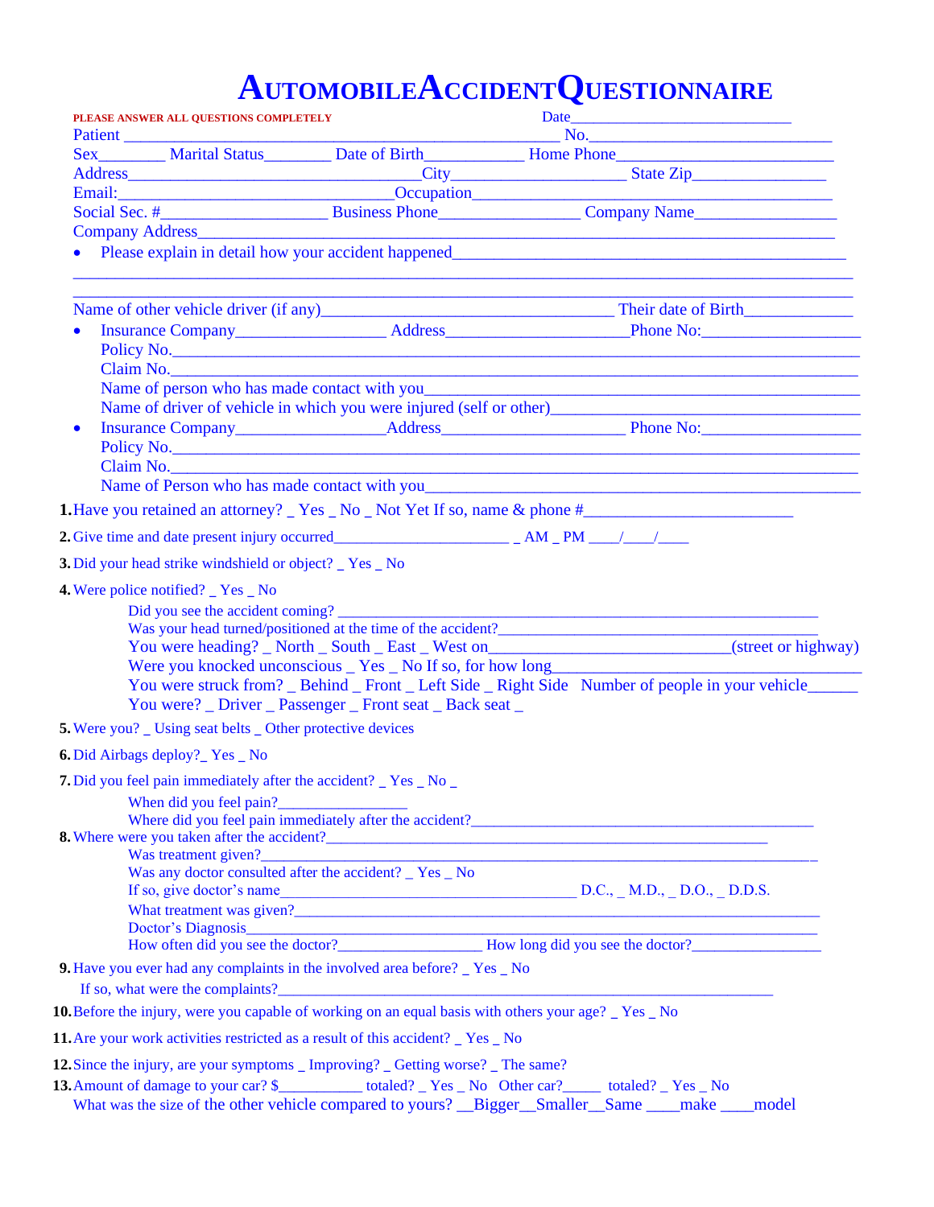# AUTOMOBILE ACCIDENT QUESTIONNAIRE

**PLEASE ANSWER ALL QUESTIONS COMPLETELY** Date___________________________

Patient ________________________________________________ No.___________________________

Sex________ Marital Status________ Date of Birth____________ Home Phone______________________

Address_______________________________City__________________ State Zip________________

Email:_____________________________Occupation________________________________________

Social Sec. #__________________ Business Phone________________ Company Name_________________

Company Address______________________________________________________________________

- Please explain in detail how your accident happened___________________________________________

______________________________________________________________________________________

______________________________________________________________________________________

Name of other vehicle driver (if any)_________________________________ Their date of Birth_____________

- Insurance Company_________________ Address____________________Phone No:__________________

  Policy No.______________________________________________________________________________

  Claim No.______________________________________________________________________________

  Name of person who has made contact with you__________________________________________________

  Name of driver of vehicle in which you were injured (self or other)____________________________________

- Insurance Company_________________Address____________________ Phone No:__________________

  Policy No.______________________________________________________________________________

  Claim No.______________________________________________________________________________

  Name of Person who has made contact with you__________________________________________________

**1.** Have you retained an attorney? _ Yes _ No _ Not Yet If so, name & phone #_________________________

**2.** Give time and date present injury occurred____________________ _ AM _ PM ____/____/____

**3.** Did your head strike windshield or object? _ Yes _ No

**4.** Were police notified? _ Yes _ No

Did you see the accident coming? ___________________________________________________________

Was your head turned/positioned at the time of the accident?___________________________________________

You were heading? _ North _ South _ East _ West on____________________________(street or highway)

Were you knocked unconscious _ Yes _ No If so, for how long_________________________________________

You were struck from? _ Behind _ Front _ Left Side _ Right Side Number of people in your vehicle______

You were? _ Driver _ Passenger _ Front seat _ Back seat _

**5.** Were you? _ Using seat belts _ Other protective devices

**6.** Did Airbags deploy?_ Yes _ No

**7.** Did you feel pain immediately after the accident? _ Yes _ No _

When did you feel pain?_________________

Where did you feel pain immediately after the accident?_______________________________________________

**8.** Where were you taken after the accident?___________________________________________________________

Was treatment given?_______________________________________________________________________

Was any doctor consulted after the accident? _ Yes _ No

If so, give doctor's name____________________________________ D.C., _ M.D., _ D.O., _ D.D.S.

What treatment was given?___________________________________________________________________

Doctor's Diagnosis__________________________________________________________________________

How often did you see the doctor?__________________ How long did you see the doctor?________________

**9.** Have you ever had any complaints in the involved area before? _ Yes _ No

If so, what were the complaints?____________________________________________________________

**10.** Before the injury, were you capable of working on an equal basis with others your age? _ Yes _ No

**11.** Are your work activities restricted as a result of this accident? _ Yes _ No

**12.** Since the injury, are your symptoms _ Improving? _ Getting worse? _ The same?

**13.** Amount of damage to your car? $___________ totaled? _ Yes _ No Other car?_____ totaled? _ Yes _ No

What was the size of the other vehicle compared to yours? __Bigger__Smaller__Same ____make ____model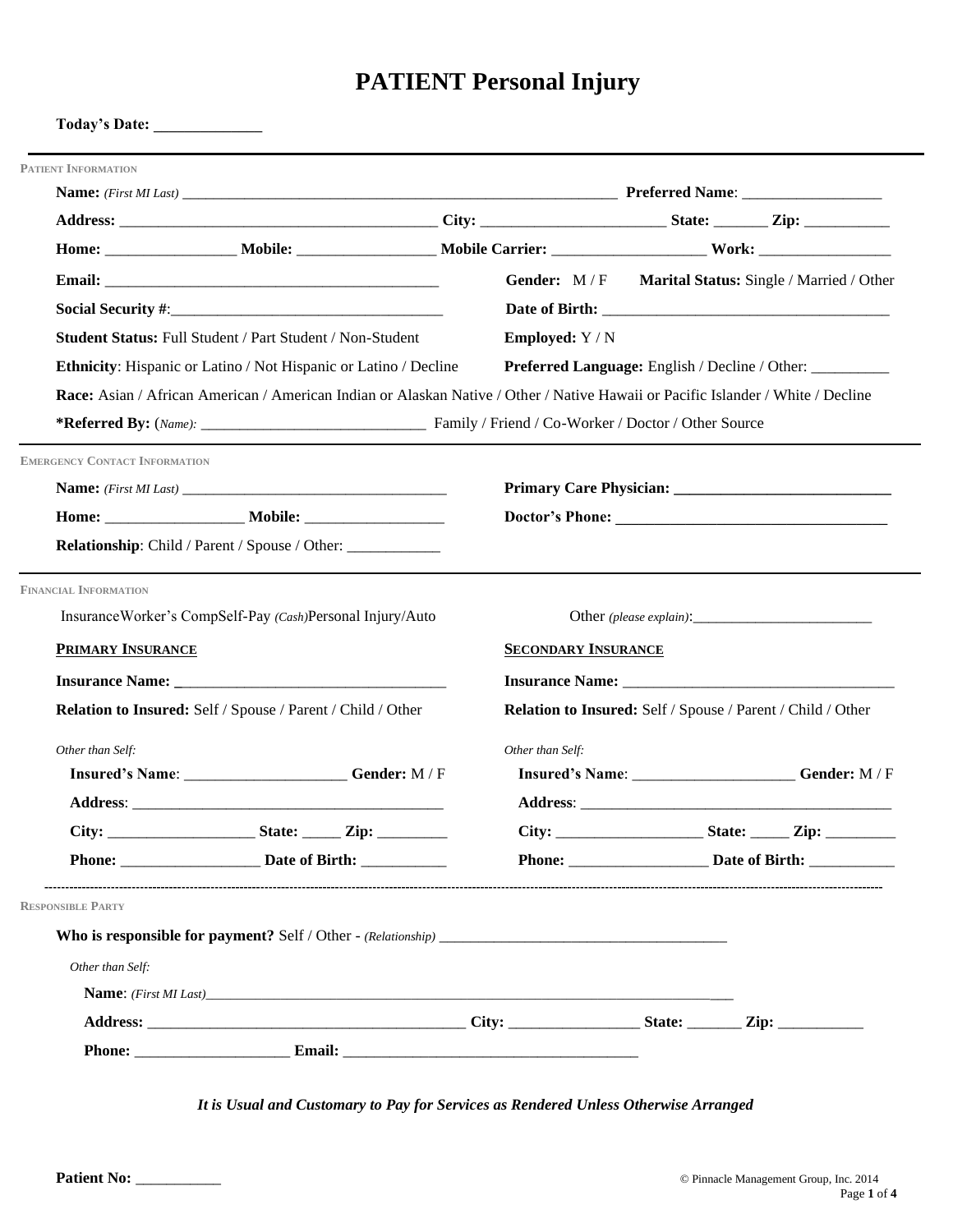# PATIENT Personal Injury

**Today's Date:** _____________

PATIENT INFORMATION

**Name:** *(First MI Last)* ____________________________________________________________ **Preferred Name**: _________________

**Address:** ________________________________________ **City:** _______________________ **State:** _______ **Zip:** ___________

**Home:** ________________ **Mobile:** _________________ **Mobile Carrier:** ___________________ **Work:** ________________

**Email:** ____________________________________________

**Gender:** M / F **Marital Status:** Single / Married / Other

**Social Security #**:___________________________________

**Date of Birth:** _____________________________________

**Student Status:** Full Student / Part Student / Non-Student

**Employed:** Y / N

**Ethnicity**: Hispanic or Latino / Not Hispanic or Latino / Decline

**Preferred Language:** English / Decline / Other: __________

**Race:** Asian / African American / American Indian or Alaskan Native / Other / Native Hawaii or Pacific Islander / White / Decline

***Referred By:** (*Name):* _____________________________ Family / Friend / Co-Worker / Doctor / Other Source

EMERGENCY CONTACT INFORMATION

**Name:** *(First MI Last)* ___________________________________

**Home:** _________________ **Mobile:** _________________

**Relationship**: Child / Parent / Spouse / Other: ____________

**Primary Care Physician:** ____________________________

**Doctor's Phone:** ___________________________________

FINANCIAL INFORMATION

InsuranceWorker's CompSelf-Pay *(Cash)*Personal Injury/Auto

Other *(please explain)*:________________________

**PRIMARY INSURANCE**

**Insurance Name:** ___________________________________

**Relation to Insured:** Self / Spouse / Parent / Child / Other

*Other than Self:*

**Insured's Name**: _____________________ **Gender:** M / F

**Address**: _________________________________________

**City:** ___________________ **State:** _____ **Zip:** _________

**Phone:** _________________ **Date of Birth:** ___________

**SECONDARY INSURANCE**

**Insurance Name:** ___________________________________

**Relation to Insured:** Self / Spouse / Parent / Child / Other

*Other than Self:*

**Insured's Name**: _____________________ **Gender:** M / F

**Address**: _________________________________________

**City:** ___________________ **State:** _____ **Zip:** _________

**Phone:** _________________ **Date of Birth:** ___________

RESPONSIBLE PARTY

**Who is responsible for payment?** Self / Other - *(Relationship)* _____________________________________

*Other than Self:*

**Name**: *(First MI Last)*_____________________________________________________________________________

**Address:** _________________________________________ **City:** ________________ **State:** _______ **Zip:** ___________

**Phone:** ____________________ **Email:** ______________________________________

***It is Usual and Customary to Pay for Services as Rendered Unless Otherwise Arranged***

**Patient No:** ___________

© Pinnacle Management Group, Inc. 2014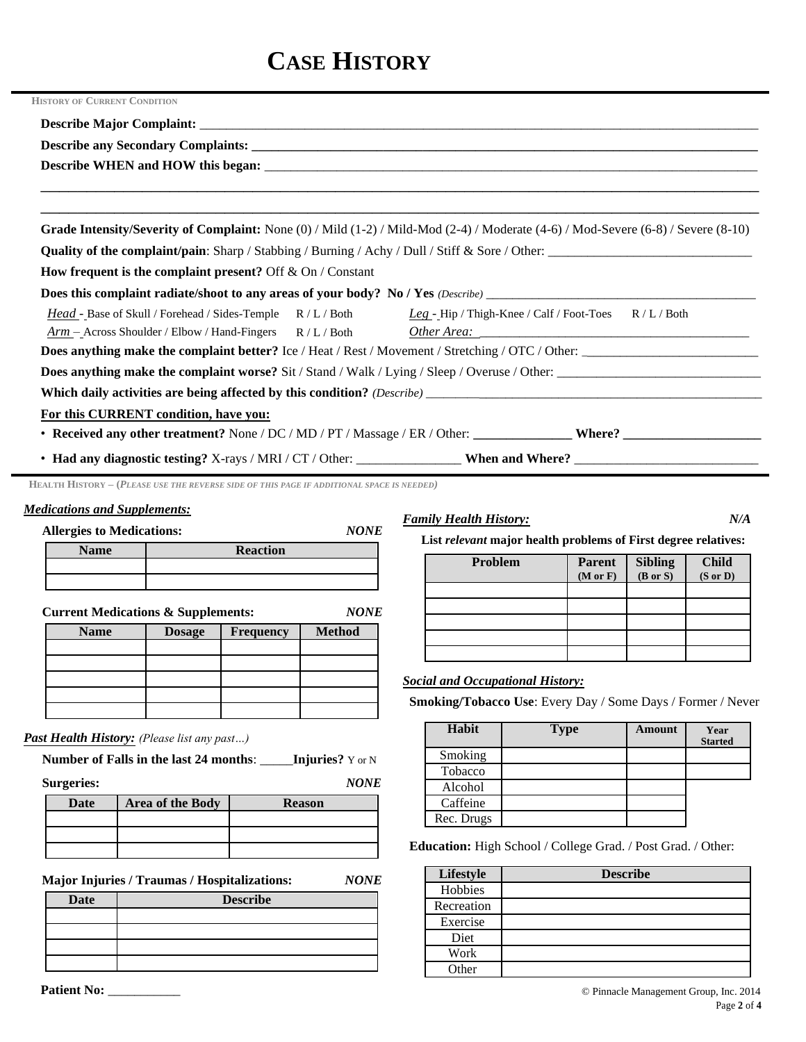# CASE HISTORY

**HISTORY OF CURRENT CONDITION**

**Describe Major Complaint:** ______________________________________________________________________

**Describe any Secondary Complaints:** ______________________________________________________________

**Describe WHEN and HOW this began:** ______________________________________________________________

____________________________________________________________________________________________

____________________________________________________________________________________________

**Grade Intensity/Severity of Complaint:** None (0) / Mild (1-2) / Mild-Mod (2-4) / Moderate (4-6) / Mod-Severe (6-8) / Severe (8-10)

**Quality of the complaint/pain**: Sharp / Stabbing / Burning / Achy / Dull / Stiff & Sore / Other: ______________________________

**How frequent is the complaint present?** Off & On / Constant

**Does this complaint radiate/shoot to any areas of your body? No / Yes** *(Describe)* ________________________________________

*Head* - Base of Skull / Forehead / Sides-Temple R / L / Both *Leg* - Hip / Thigh-Knee / Calf / Foot-Toes R / L / Both

*Arm* – Across Shoulder / Elbow / Hand-Fingers R / L / Both *Other Area:* ________________________________________

**Does anything make the complaint better?** Ice / Heat / Rest / Movement / Stretching / OTC / Other: ___________________________

**Does anything make the complaint worse?** Sit / Stand / Walk / Lying / Sleep / Overuse / Other: ______________________________

**Which daily activities are being affected by this condition?** *(Describe)* _____________________________________________

**For this CURRENT condition, have you:**

- **Received any other treatment?** None / DC / MD / PT / Massage / ER / Other: ______________ **Where?** ____________________
- **Had any diagnostic testing?** X-rays / MRI / CT / Other: _______________ **When and Where?** ___________________________

**HEALTH HISTORY – (*PLEASE USE THE REVERSE SIDE OF THIS PAGE IF ADDITIONAL SPACE IS NEEDED*)**

***Medications and Supplements:***

**Allergies to Medications:** ***NONE***

| Name | Reaction |
|---|---|
| | |
| | |

**Current Medications & Supplements:** ***NONE***

| Name | Dosage | Frequency | Method |
|---|---|---|---|
| | | | |
| | | | |
| | | | |
| | | | |
| | | | |

***Past Health History:*** *(Please list any past…)*

**Number of Falls in the last 24 months**: _____**Injuries?** Y or N

**Surgeries:** ***NONE***

| Date | Area of the Body | Reason |
|---|---|---|
| | | |
| | | |
| | | |

**Major Injuries / Traumas / Hospitalizations:** ***NONE***

| Date | Describe |
|---|---|
| | |
| | |
| | |
| | |

***Family Health History:*** ***N/A***

**List *relevant* major health problems of First degree relatives:**

| Problem | Parent (M or F) | Sibling (B or S) | Child (S or D) |
|---|---|---|---|
| | | | |
| | | | |
| | | | |
| | | | |
| | | | |

***Social and Occupational History:***

**Smoking/Tobacco Use**: Every Day / Some Days / Former / Never

| Habit | Type | Amount | Year Started |
|---|---|---|---|
| Smoking | | | |
| Tobacco | | | |
| Alcohol | | | |
| Caffeine | | | |
| Rec. Drugs | | | |

**Education:** High School / College Grad. / Post Grad. / Other:

| Lifestyle | Describe |
|---|---|
| Hobbies | |
| Recreation | |
| Exercise | |
| Diet | |
| Work | |
| Other | |

**Patient No:** ___________

© Pinnacle Management Group, Inc. 2014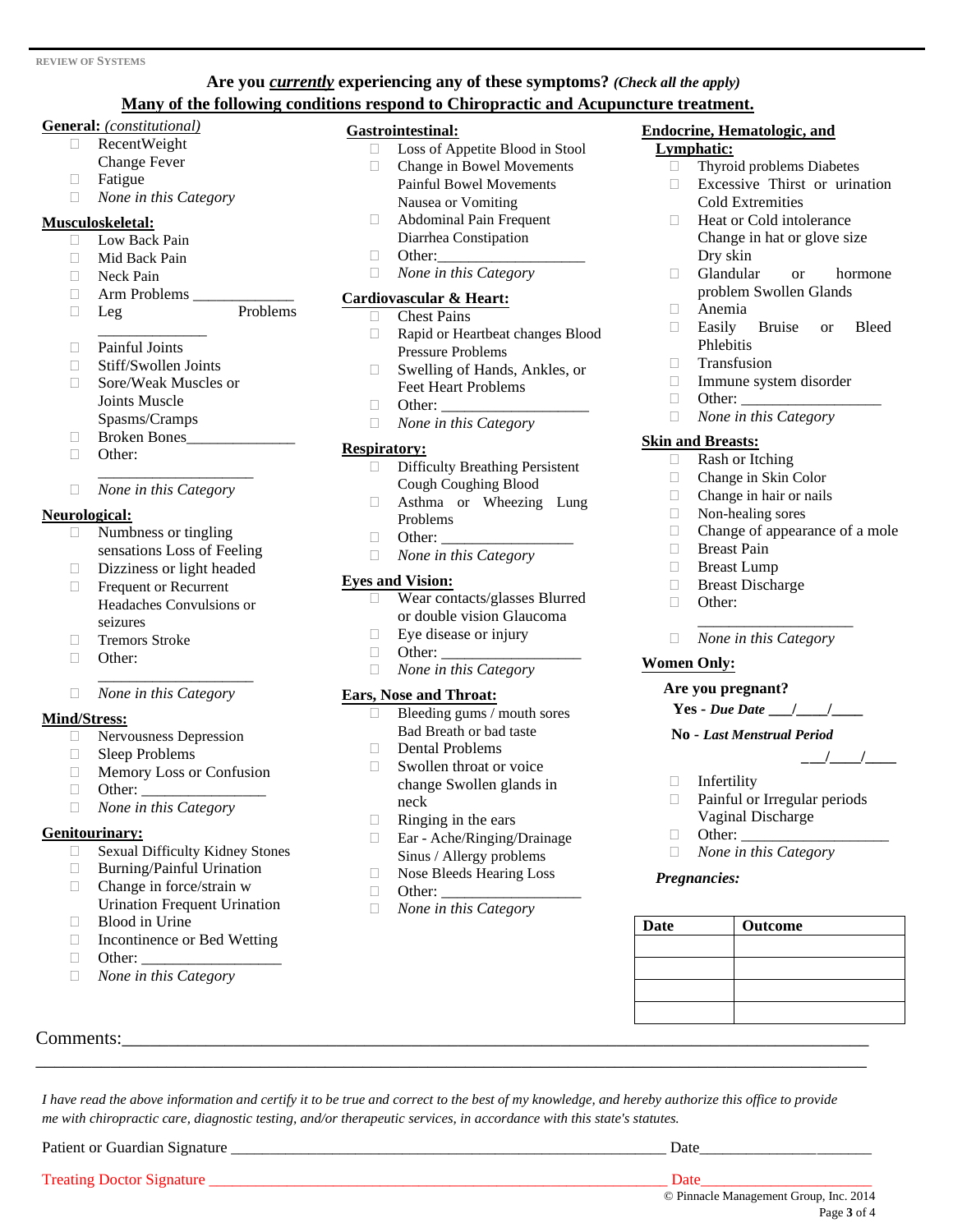REVIEW OF SYSTEMS

## Are you *currently* experiencing any of these symptoms? *(Check all the apply)*

**Many of the following conditions respond to Chiropractic and Acupuncture treatment.**

**General:** *(constitutional)*
- ☐ RecentWeight Change Fever
- ☐ Fatigue
- ☐ *None in this Category*

**Musculoskeletal:**
- ☐ Low Back Pain
- ☐ Mid Back Pain
- ☐ Neck Pain
- ☐ Arm Problems _____________
- ☐ Leg Problems _____________
- ☐ Painful Joints
- ☐ Stiff/Swollen Joints
- ☐ Sore/Weak Muscles or Joints Muscle Spasms/Cramps
- ☐ Broken Bones______________
- ☐ Other: ____________________
- ☐ *None in this Category*

**Neurological:**
- ☐ Numbness or tingling sensations Loss of Feeling
- ☐ Dizziness or light headed
- ☐ Frequent or Recurrent Headaches Convulsions or seizures
- ☐ Tremors Stroke
- ☐ Other: ____________________
- ☐ *None in this Category*

**Mind/Stress:**
- ☐ Nervousness Depression
- ☐ Sleep Problems
- ☐ Memory Loss or Confusion
- ☐ Other: ________________
- ☐ *None in this Category*

**Genitourinary:**
- ☐ Sexual Difficulty Kidney Stones
- ☐ Burning/Painful Urination
- ☐ Change in force/strain w Urination Frequent Urination
- ☐ Blood in Urine
- ☐ Incontinence or Bed Wetting
- ☐ Other: _________________
- ☐ *None in this Category*

**Gastrointestinal:**
- ☐ Loss of Appetite Blood in Stool
- ☐ Change in Bowel Movements Painful Bowel Movements Nausea or Vomiting
- ☐ Abdominal Pain Frequent Diarrhea Constipation
- ☐ Other:___________________
- ☐ *None in this Category*

**Cardiovascular & Heart:**
- ☐ Chest Pains
- ☐ Rapid or Heartbeat changes Blood Pressure Problems
- ☐ Swelling of Hands, Ankles, or Feet Heart Problems
- ☐ Other: ___________________
- ☐ *None in this Category*

**Respiratory:**
- ☐ Difficulty Breathing Persistent Cough Coughing Blood
- ☐ Asthma or Wheezing Lung Problems
- ☐ Other: ________________
- ☐ *None in this Category*

**Eyes and Vision:**
- ☐ Wear contacts/glasses Blurred or double vision Glaucoma
- ☐ Eye disease or injury
- ☐ Other: _________________
- ☐ *None in this Category*

**Ears, Nose and Throat:**
- ☐ Bleeding gums / mouth sores Bad Breath or bad taste
- ☐ Dental Problems
- ☐ Swollen throat or voice change Swollen glands in neck
- ☐ Ringing in the ears
- ☐ Ear - Ache/Ringing/Drainage Sinus / Allergy problems
- ☐ Nose Bleeds Hearing Loss
- ☐ Other: _________________
- ☐ *None in this Category*

**Endocrine, Hematologic, and Lymphatic:**
- ☐ Thyroid problems Diabetes
- ☐ Excessive Thirst or urination Cold Extremities
- ☐ Heat or Cold intolerance Change in hat or glove size Dry skin
- ☐ Glandular or hormone problem Swollen Glands
- ☐ Anemia
- ☐ Easily Bruise or Bleed Phlebitis
- ☐ Transfusion
- ☐ Immune system disorder
- ☐ Other: __________________
- ☐ *None in this Category*

**Skin and Breasts:**
- ☐ Rash or Itching
- ☐ Change in Skin Color
- ☐ Change in hair or nails
- ☐ Non-healing sores
- ☐ Change of appearance of a mole
- ☐ Breast Pain
- ☐ Breast Lump
- ☐ Breast Discharge
- ☐ Other: ____________________
- ☐ *None in this Category*

**Women Only:**

**Are you pregnant?**

**Yes -** ***Due Date*** **___/____/____**

**No -** ***Last Menstrual Period*** **___/____/____**

- ☐ Infertility
- ☐ Painful or Irregular periods Vaginal Discharge
- ☐ Other: __________________
- ☐ *None in this Category*

***Pregnancies:***

| Date | Outcome |
|---|---|
| | |
| | |
| | |
| | |

Comments:_______________________________________________________________________________

_______________________________________________________________________________________

*I have read the above information and certify it to be true and correct to the best of my knowledge, and hereby authorize this office to provide me with chiropractic care, diagnostic testing, and/or therapeutic services, in accordance with this state's statutes.*

Patient or Guardian Signature ________________________________________________ Date______________________

Treating Doctor Signature ___________________________________________________ Date______________________

© Pinnacle Management Group, Inc. 2014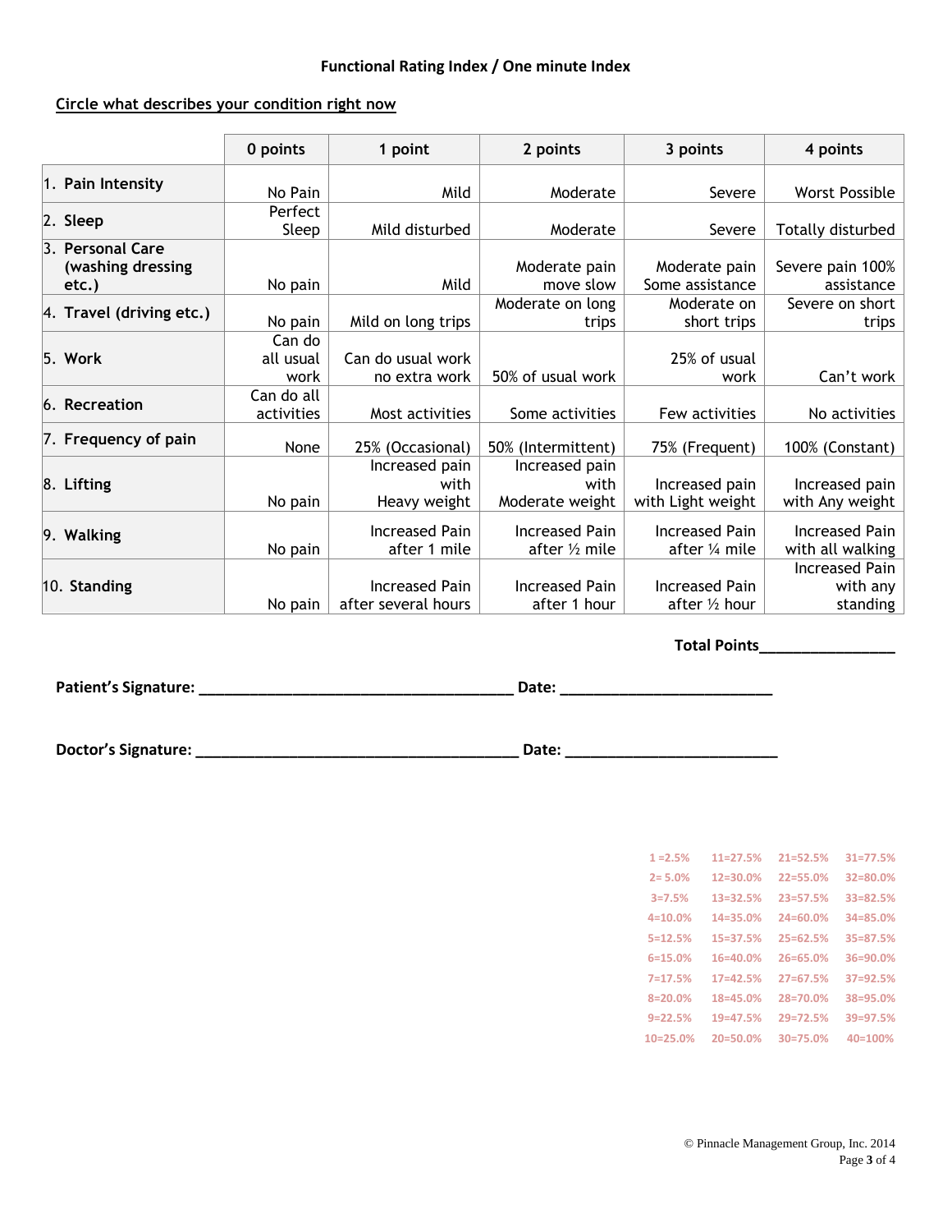### Functional Rating Index / One minute Index

**Circle what describes your condition right now**

| | 0 points | 1 point | 2 points | 3 points | 4 points |
|---|---|---|---|---|---|
| 1. **Pain Intensity** | No Pain | Mild | Moderate | Severe | Worst Possible |
| 2. **Sleep** | Perfect Sleep | Mild disturbed | Moderate | Severe | Totally disturbed |
| 3. **Personal Care (washing dressing etc.)** | No pain | Mild | Moderate pain move slow | Moderate pain Some assistance | Severe pain 100% assistance |
| 4. **Travel (driving etc.)** | No pain | Mild on long trips | Moderate on long trips | Moderate on short trips | Severe on short trips |
| 5. **Work** | Can do all usual work | Can do usual work no extra work | 50% of usual work | 25% of usual work | Can't work |
| 6. **Recreation** | Can do all activities | Most activities | Some activities | Few activities | No activities |
| 7. **Frequency of pain** | None | 25% (Occasional) | 50% (Intermittent) | 75% (Frequent) | 100% (Constant) |
| 8. **Lifting** | No pain | Increased pain with Heavy weight | Increased pain with Moderate weight | Increased pain with Light weight | Increased pain with Any weight |
| 9. **Walking** | No pain | Increased Pain after 1 mile | Increased Pain after ½ mile | Increased Pain after ¼ mile | Increased Pain with all walking |
| 10. **Standing** | No pain | Increased Pain after several hours | Increased Pain after 1 hour | Increased Pain after ½ hour | Increased Pain with any standing |

**Total Points________________**

**Patient's Signature: _____________________________________ Date: _________________________**

**Doctor's Signature: ______________________________________ Date: _________________________**

| | | | |
|---|---|---|---|
| 1 =2.5% | 11=27.5% | 21=52.5% | 31=77.5% |
| 2= 5.0% | 12=30.0% | 22=55.0% | 32=80.0% |
| 3=7.5% | 13=32.5% | 23=57.5% | 33=82.5% |
| 4=10.0% | 14=35.0% | 24=60.0% | 34=85.0% |
| 5=12.5% | 15=37.5% | 25=62.5% | 35=87.5% |
| 6=15.0% | 16=40.0% | 26=65.0% | 36=90.0% |
| 7=17.5% | 17=42.5% | 27=67.5% | 37=92.5% |
| 8=20.0% | 18=45.0% | 28=70.0% | 38=95.0% |
| 9=22.5% | 19=47.5% | 29=72.5% | 39=97.5% |
| 10=25.0% | 20=50.0% | 30=75.0% | 40=100% |

© Pinnacle Management Group, Inc. 2014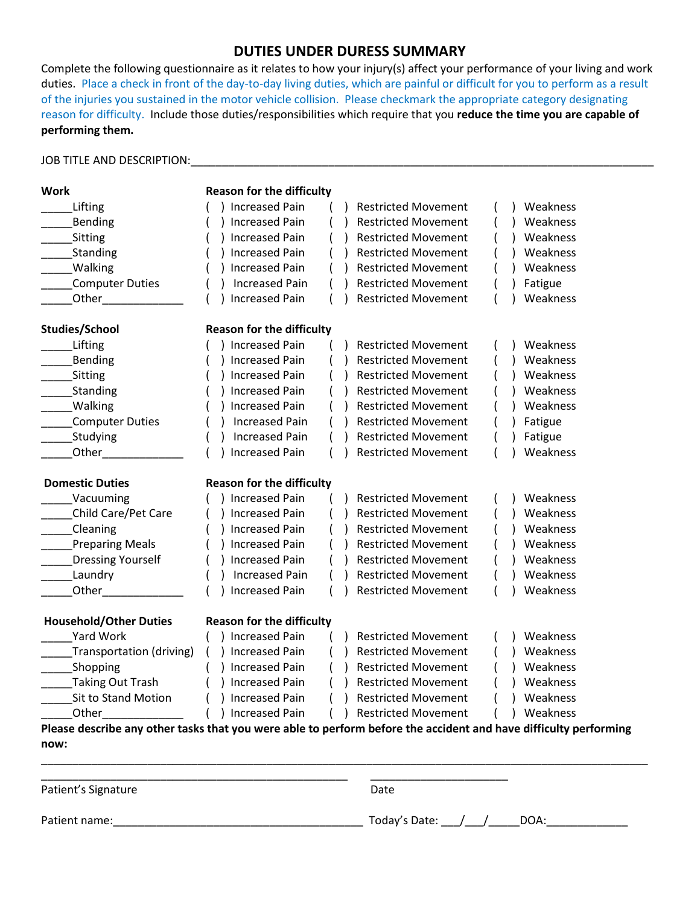# DUTIES UNDER DURESS SUMMARY

Complete the following questionnaire as it relates to how your injury(s) affect your performance of your living and work duties. Place a check in front of the day-to-day living duties, which are painful or difficult for you to perform as a result of the injuries you sustained in the motor vehicle collision. Please checkmark the appropriate category designating reason for difficulty. Include those duties/responsibilities which require that you **reduce the time you are capable of performing them.**

JOB TITLE AND DESCRIPTION:_______________________________________________________________________________

| **Work** | **Reason for the difficulty** | | |
|---|---|---|---|
| _____Lifting | ( ) Increased Pain | ( ) Restricted Movement | ( ) Weakness |
| _____Bending | ( ) Increased Pain | ( ) Restricted Movement | ( ) Weakness |
| _____Sitting | ( ) Increased Pain | ( ) Restricted Movement | ( ) Weakness |
| _____Standing | ( ) Increased Pain | ( ) Restricted Movement | ( ) Weakness |
| _____Walking | ( ) Increased Pain | ( ) Restricted Movement | ( ) Weakness |
| _____Computer Duties | ( ) Increased Pain | ( ) Restricted Movement | ( ) Fatigue |
| _____Other_____________ | ( ) Increased Pain | ( ) Restricted Movement | ( ) Weakness |

| **Studies/School** | **Reason for the difficulty** | | |
|---|---|---|---|
| _____Lifting | ( ) Increased Pain | ( ) Restricted Movement | ( ) Weakness |
| _____Bending | ( ) Increased Pain | ( ) Restricted Movement | ( ) Weakness |
| _____Sitting | ( ) Increased Pain | ( ) Restricted Movement | ( ) Weakness |
| _____Standing | ( ) Increased Pain | ( ) Restricted Movement | ( ) Weakness |
| _____Walking | ( ) Increased Pain | ( ) Restricted Movement | ( ) Weakness |
| _____Computer Duties | ( ) Increased Pain | ( ) Restricted Movement | ( ) Fatigue |
| _____Studying | ( ) Increased Pain | ( ) Restricted Movement | ( ) Fatigue |
| _____Other_____________ | ( ) Increased Pain | ( ) Restricted Movement | ( ) Weakness |

| **Domestic Duties** | **Reason for the difficulty** | | |
|---|---|---|---|
| _____Vacuuming | ( ) Increased Pain | ( ) Restricted Movement | ( ) Weakness |
| _____Child Care/Pet Care | ( ) Increased Pain | ( ) Restricted Movement | ( ) Weakness |
| _____Cleaning | ( ) Increased Pain | ( ) Restricted Movement | ( ) Weakness |
| _____Preparing Meals | ( ) Increased Pain | ( ) Restricted Movement | ( ) Weakness |
| _____Dressing Yourself | ( ) Increased Pain | ( ) Restricted Movement | ( ) Weakness |
| _____Laundry | ( ) Increased Pain | ( ) Restricted Movement | ( ) Weakness |
| _____Other_____________ | ( ) Increased Pain | ( ) Restricted Movement | ( ) Weakness |

| **Household/Other Duties** | **Reason for the difficulty** | | |
|---|---|---|---|
| _____Yard Work | ( ) Increased Pain | ( ) Restricted Movement | ( ) Weakness |
| _____Transportation (driving) | ( ) Increased Pain | ( ) Restricted Movement | ( ) Weakness |
| _____Shopping | ( ) Increased Pain | ( ) Restricted Movement | ( ) Weakness |
| _____Taking Out Trash | ( ) Increased Pain | ( ) Restricted Movement | ( ) Weakness |
| _____Sit to Stand Motion | ( ) Increased Pain | ( ) Restricted Movement | ( ) Weakness |
| _____Other_____________ | ( ) Increased Pain | ( ) Restricted Movement | ( ) Weakness |

**Please describe any other tasks that you were able to perform before the accident and have difficulty performing now:**

_____________________________________________________________________________________________

_____________________________________________ ______________________

Patient's Signature Date

Patient name:_____________________________________ Today's Date: ___/___/_____DOA:_____________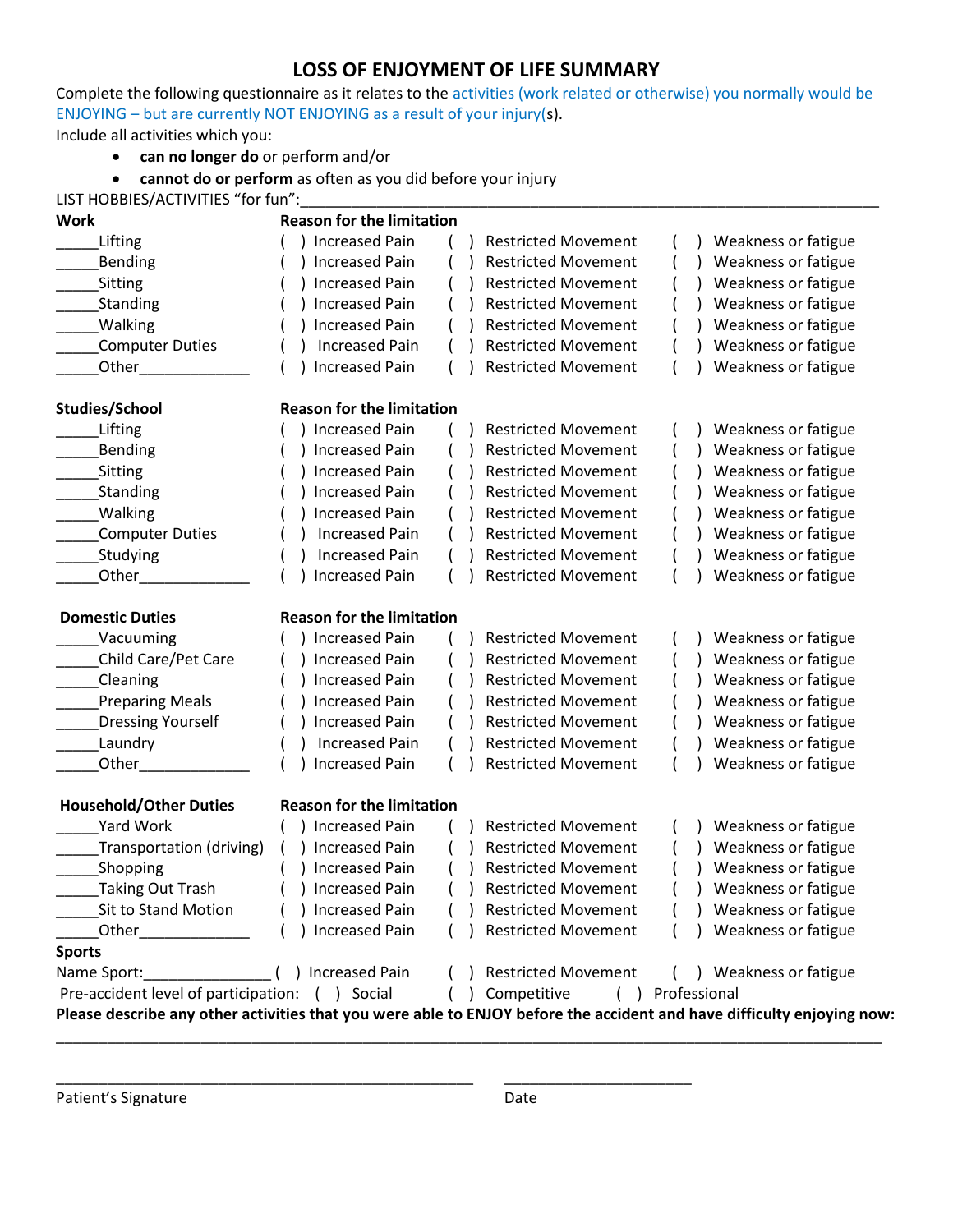# LOSS OF ENJOYMENT OF LIFE SUMMARY

Complete the following questionnaire as it relates to the activities (work related or otherwise) you normally would be ENJOYING – but are currently NOT ENJOYING as a result of your injury(s).

Include all activities which you:

- **can no longer do** or perform and/or
- **cannot do or perform** as often as you did before your injury

LIST HOBBIES/ACTIVITIES "for fun":\_\_\_\_\_\_\_\_\_\_\_\_\_\_\_\_\_\_\_\_\_\_\_\_\_\_\_\_\_\_\_\_\_\_\_\_\_\_\_\_\_\_\_\_\_\_\_\_\_\_\_\_\_\_\_\_\_\_\_\_\_\_\_\_\_\_\_\_\_\_

| **Work** | **Reason for the limitation** | | |
|---|---|---|---|
| \_\_\_\_\_Lifting | ( ) Increased Pain | ( ) Restricted Movement | ( ) Weakness or fatigue |
| \_\_\_\_\_Bending | ( ) Increased Pain | ( ) Restricted Movement | ( ) Weakness or fatigue |
| \_\_\_\_\_Sitting | ( ) Increased Pain | ( ) Restricted Movement | ( ) Weakness or fatigue |
| \_\_\_\_\_Standing | ( ) Increased Pain | ( ) Restricted Movement | ( ) Weakness or fatigue |
| \_\_\_\_\_Walking | ( ) Increased Pain | ( ) Restricted Movement | ( ) Weakness or fatigue |
| \_\_\_\_\_Computer Duties | ( ) Increased Pain | ( ) Restricted Movement | ( ) Weakness or fatigue |
| \_\_\_\_\_Other\_\_\_\_\_\_\_\_\_\_\_\_\_ | ( ) Increased Pain | ( ) Restricted Movement | ( ) Weakness or fatigue |

| **Studies/School** | **Reason for the limitation** | | |
|---|---|---|---|
| \_\_\_\_\_Lifting | ( ) Increased Pain | ( ) Restricted Movement | ( ) Weakness or fatigue |
| \_\_\_\_\_Bending | ( ) Increased Pain | ( ) Restricted Movement | ( ) Weakness or fatigue |
| \_\_\_\_\_Sitting | ( ) Increased Pain | ( ) Restricted Movement | ( ) Weakness or fatigue |
| \_\_\_\_\_Standing | ( ) Increased Pain | ( ) Restricted Movement | ( ) Weakness or fatigue |
| \_\_\_\_\_Walking | ( ) Increased Pain | ( ) Restricted Movement | ( ) Weakness or fatigue |
| \_\_\_\_\_Computer Duties | ( ) Increased Pain | ( ) Restricted Movement | ( ) Weakness or fatigue |
| \_\_\_\_\_Studying | ( ) Increased Pain | ( ) Restricted Movement | ( ) Weakness or fatigue |
| \_\_\_\_\_Other\_\_\_\_\_\_\_\_\_\_\_\_\_ | ( ) Increased Pain | ( ) Restricted Movement | ( ) Weakness or fatigue |

| **Domestic Duties** | **Reason for the limitation** | | |
|---|---|---|---|
| \_\_\_\_\_Vacuuming | ( ) Increased Pain | ( ) Restricted Movement | ( ) Weakness or fatigue |
| \_\_\_\_\_Child Care/Pet Care | ( ) Increased Pain | ( ) Restricted Movement | ( ) Weakness or fatigue |
| \_\_\_\_\_Cleaning | ( ) Increased Pain | ( ) Restricted Movement | ( ) Weakness or fatigue |
| \_\_\_\_\_Preparing Meals | ( ) Increased Pain | ( ) Restricted Movement | ( ) Weakness or fatigue |
| \_\_\_\_\_Dressing Yourself | ( ) Increased Pain | ( ) Restricted Movement | ( ) Weakness or fatigue |
| \_\_\_\_\_Laundry | ( ) Increased Pain | ( ) Restricted Movement | ( ) Weakness or fatigue |
| \_\_\_\_\_Other\_\_\_\_\_\_\_\_\_\_\_\_\_ | ( ) Increased Pain | ( ) Restricted Movement | ( ) Weakness or fatigue |

| **Household/Other Duties** | **Reason for the limitation** | | |
|---|---|---|---|
| \_\_\_\_\_Yard Work | ( ) Increased Pain | ( ) Restricted Movement | ( ) Weakness or fatigue |
| \_\_\_\_\_Transportation (driving) | ( ) Increased Pain | ( ) Restricted Movement | ( ) Weakness or fatigue |
| \_\_\_\_\_Shopping | ( ) Increased Pain | ( ) Restricted Movement | ( ) Weakness or fatigue |
| \_\_\_\_\_Taking Out Trash | ( ) Increased Pain | ( ) Restricted Movement | ( ) Weakness or fatigue |
| \_\_\_\_\_Sit to Stand Motion | ( ) Increased Pain | ( ) Restricted Movement | ( ) Weakness or fatigue |
| \_\_\_\_\_Other\_\_\_\_\_\_\_\_\_\_\_\_\_ | ( ) Increased Pain | ( ) Restricted Movement | ( ) Weakness or fatigue |

**Sports**

Name Sport:\_\_\_\_\_\_\_\_\_\_\_\_\_\_\_ ( ) Increased Pain ( ) Restricted Movement ( ) Weakness or fatigue

Pre-accident level of participation: ( ) Social ( ) Competitive ( ) Professional

**Please describe any other activities that you were able to ENJOY before the accident and have difficulty enjoying now:**

\_\_\_\_\_\_\_\_\_\_\_\_\_\_\_\_\_\_\_\_\_\_\_\_\_\_\_\_\_\_\_\_\_\_\_\_\_\_\_\_\_\_\_\_\_\_\_\_\_\_\_\_\_\_\_\_\_\_\_\_\_\_\_\_\_\_\_\_\_\_\_\_\_\_\_\_\_\_\_\_\_\_\_\_\_\_\_\_\_\_\_\_\_\_\_\_

\_\_\_\_\_\_\_\_\_\_\_\_\_\_\_\_\_\_\_\_\_\_\_\_\_\_\_\_\_\_\_\_\_\_\_\_\_\_\_\_\_\_\_\_\_\_\_\_ \_\_\_\_\_\_\_\_\_\_\_\_\_\_\_\_\_\_\_\_\_\_

Patient's Signature Date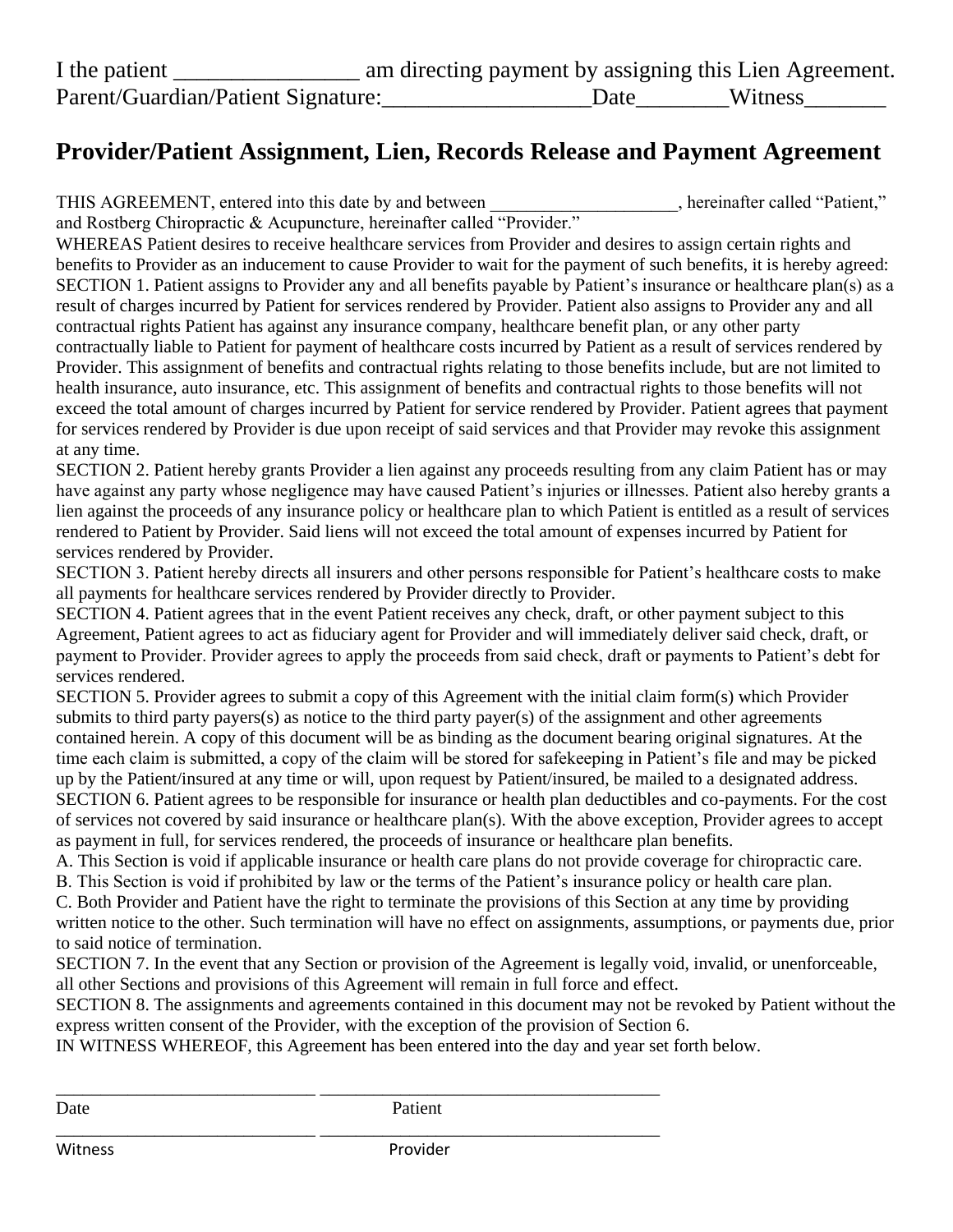I the patient ________________ am directing payment by assigning this Lien Agreement.
Parent/Guardian/Patient Signature:__________________Date________Witness_______

## Provider/Patient Assignment, Lien, Records Release and Payment Agreement

THIS AGREEMENT, entered into this date by and between ____________________, hereinafter called "Patient," and Rostberg Chiropractic & Acupuncture, hereinafter called "Provider."

WHEREAS Patient desires to receive healthcare services from Provider and desires to assign certain rights and benefits to Provider as an inducement to cause Provider to wait for the payment of such benefits, it is hereby agreed:

SECTION 1. Patient assigns to Provider any and all benefits payable by Patient's insurance or healthcare plan(s) as a result of charges incurred by Patient for services rendered by Provider. Patient also assigns to Provider any and all contractual rights Patient has against any insurance company, healthcare benefit plan, or any other party contractually liable to Patient for payment of healthcare costs incurred by Patient as a result of services rendered by Provider. This assignment of benefits and contractual rights relating to those benefits include, but are not limited to health insurance, auto insurance, etc. This assignment of benefits and contractual rights to those benefits will not exceed the total amount of charges incurred by Patient for service rendered by Provider. Patient agrees that payment for services rendered by Provider is due upon receipt of said services and that Provider may revoke this assignment at any time.

SECTION 2. Patient hereby grants Provider a lien against any proceeds resulting from any claim Patient has or may have against any party whose negligence may have caused Patient's injuries or illnesses. Patient also hereby grants a lien against the proceeds of any insurance policy or healthcare plan to which Patient is entitled as a result of services rendered to Patient by Provider. Said liens will not exceed the total amount of expenses incurred by Patient for services rendered by Provider.

SECTION 3. Patient hereby directs all insurers and other persons responsible for Patient's healthcare costs to make all payments for healthcare services rendered by Provider directly to Provider.

SECTION 4. Patient agrees that in the event Patient receives any check, draft, or other payment subject to this Agreement, Patient agrees to act as fiduciary agent for Provider and will immediately deliver said check, draft, or payment to Provider. Provider agrees to apply the proceeds from said check, draft or payments to Patient's debt for services rendered.

SECTION 5. Provider agrees to submit a copy of this Agreement with the initial claim form(s) which Provider submits to third party payers(s) as notice to the third party payer(s) of the assignment and other agreements contained herein. A copy of this document will be as binding as the document bearing original signatures. At the time each claim is submitted, a copy of the claim will be stored for safekeeping in Patient's file and may be picked up by the Patient/insured at any time or will, upon request by Patient/insured, be mailed to a designated address.

SECTION 6. Patient agrees to be responsible for insurance or health plan deductibles and co-payments. For the cost of services not covered by said insurance or healthcare plan(s). With the above exception, Provider agrees to accept as payment in full, for services rendered, the proceeds of insurance or healthcare plan benefits.

A. This Section is void if applicable insurance or health care plans do not provide coverage for chiropractic care.

B. This Section is void if prohibited by law or the terms of the Patient's insurance policy or health care plan.

C. Both Provider and Patient have the right to terminate the provisions of this Section at any time by providing written notice to the other. Such termination will have no effect on assignments, assumptions, or payments due, prior to said notice of termination.

SECTION 7. In the event that any Section or provision of the Agreement is legally void, invalid, or unenforceable, all other Sections and provisions of this Agreement will remain in full force and effect.

SECTION 8. The assignments and agreements contained in this document may not be revoked by Patient without the express written consent of the Provider, with the exception of the provision of Section 6.

IN WITNESS WHEREOF, this Agreement has been entered into the day and year set forth below.

_____________________________ _____________________________________
Date Patient

_____________________________ _____________________________________
Witness Provider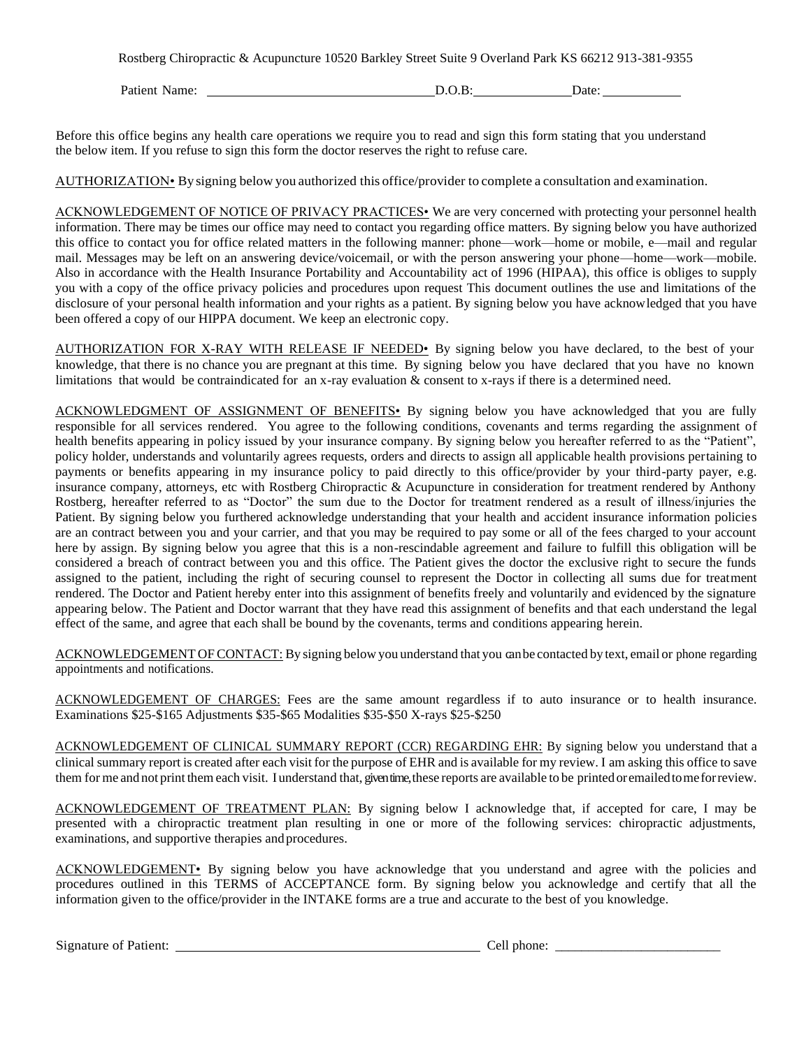Rostberg Chiropractic & Acupuncture 10520 Barkley Street Suite 9 Overland Park KS 66212 913-381-9355

Patient Name: ______________________________ D.O.B: ______________ Date: ___________

Before this office begins any health care operations we require you to read and sign this form stating that you understand the below item. If you refuse to sign this form the doctor reserves the right to refuse care.

AUTHORIZATION• By signing below you authorized this office/provider to complete a consultation and examination.

ACKNOWLEDGEMENT OF NOTICE OF PRIVACY PRACTICES• We are very concerned with protecting your personnel health information. There may be times our office may need to contact you regarding office matters. By signing below you have authorized this office to contact you for office related matters in the following manner: phone—work—home or mobile, e—mail and regular mail. Messages may be left on an answering device/voicemail, or with the person answering your phone—home—work—mobile. Also in accordance with the Health Insurance Portability and Accountability act of 1996 (HIPAA), this office is obliges to supply you with a copy of the office privacy policies and procedures upon request This document outlines the use and limitations of the disclosure of your personal health information and your rights as a patient. By signing below you have acknowledged that you have been offered a copy of our HIPPA document. We keep an electronic copy.

AUTHORIZATION FOR X-RAY WITH RELEASE IF NEEDED• By signing below you have declared, to the best of your knowledge, that there is no chance you are pregnant at this time. By signing below you have declared that you have no known limitations that would be contraindicated for an x-ray evaluation & consent to x-rays if there is a determined need.

ACKNOWLEDGMENT OF ASSIGNMENT OF BENEFITS• By signing below you have acknowledged that you are fully responsible for all services rendered. You agree to the following conditions, covenants and terms regarding the assignment of health benefits appearing in policy issued by your insurance company. By signing below you hereafter referred to as the "Patient", policy holder, understands and voluntarily agrees requests, orders and directs to assign all applicable health provisions pertaining to payments or benefits appearing in my insurance policy to paid directly to this office/provider by your third-party payer, e.g. insurance company, attorneys, etc with Rostberg Chiropractic & Acupuncture in consideration for treatment rendered by Anthony Rostberg, hereafter referred to as "Doctor" the sum due to the Doctor for treatment rendered as a result of illness/injuries the Patient. By signing below you furthered acknowledge understanding that your health and accident insurance information policies are an contract between you and your carrier, and that you may be required to pay some or all of the fees charged to your account here by assign. By signing below you agree that this is a non-rescindable agreement and failure to fulfill this obligation will be considered a breach of contract between you and this office. The Patient gives the doctor the exclusive right to secure the funds assigned to the patient, including the right of securing counsel to represent the Doctor in collecting all sums due for treatment rendered. The Doctor and Patient hereby enter into this assignment of benefits freely and voluntarily and evidenced by the signature appearing below. The Patient and Doctor warrant that they have read this assignment of benefits and that each understand the legal effect of the same, and agree that each shall be bound by the covenants, terms and conditions appearing herein.

ACKNOWLEDGEMENT OF CONTACT: By signing below you understand that you can be contacted by text, email or phone regarding appointments and notifications.

ACKNOWLEDGEMENT OF CHARGES: Fees are the same amount regardless if to auto insurance or to health insurance. Examinations $25-$165 Adjustments $35-$65 Modalities $35-$50 X-rays $25-$250

ACKNOWLEDGEMENT OF CLINICAL SUMMARY REPORT (CCR) REGARDING EHR: By signing below you understand that a clinical summary report is created after each visit for the purpose of EHR and is available for my review. I am asking this office to save them for me and not print them each visit. I understand that, given time, these reports are available to be printed or emailed to me for review.

ACKNOWLEDGEMENT OF TREATMENT PLAN: By signing below I acknowledge that, if accepted for care, I may be presented with a chiropractic treatment plan resulting in one or more of the following services: chiropractic adjustments, examinations, and supportive therapies and procedures.

ACKNOWLEDGEMENT• By signing below you have acknowledge that you understand and agree with the policies and procedures outlined in this TERMS of ACCEPTANCE form. By signing below you acknowledge and certify that all the information given to the office/provider in the INTAKE forms are a true and accurate to the best of you knowledge.

Signature of Patient: ______________________________________ Cell phone: ________________________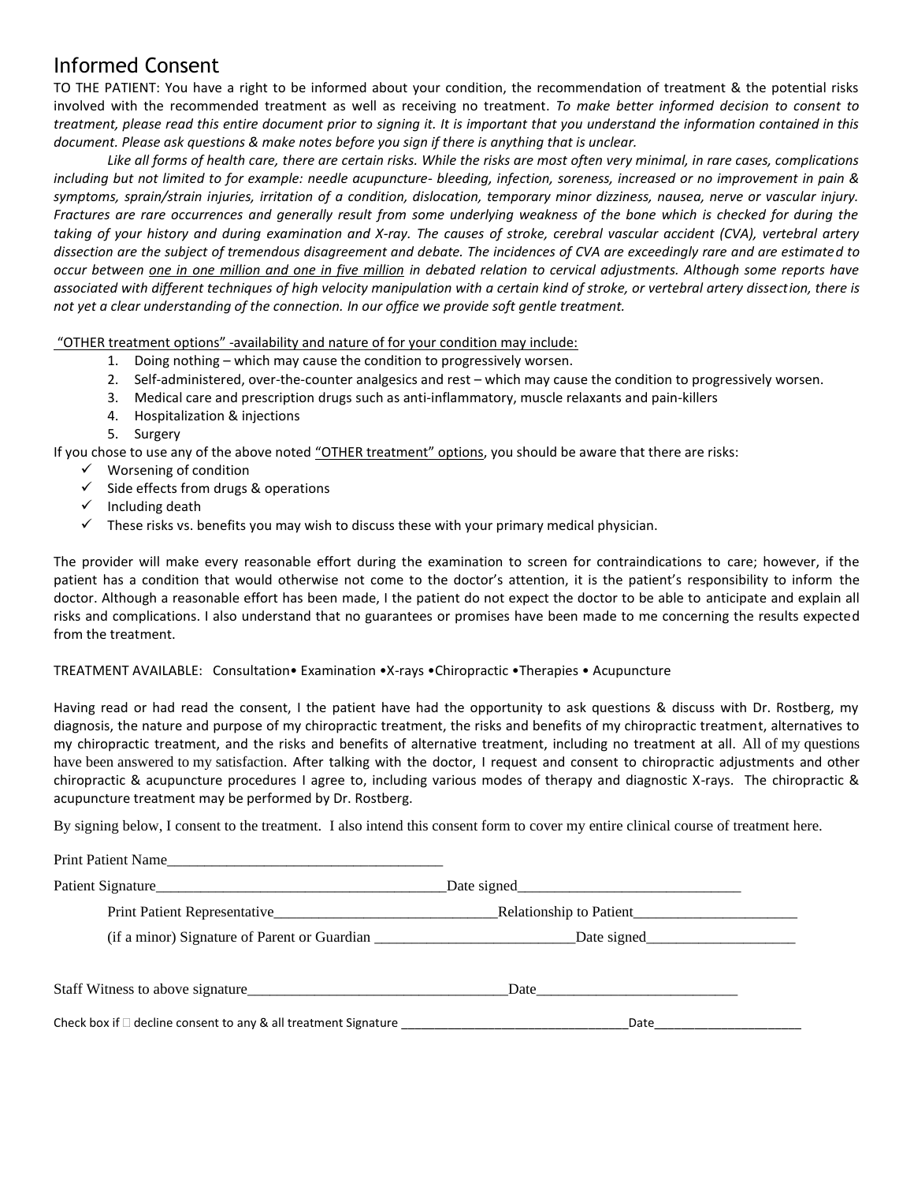# Informed Consent

TO THE PATIENT: You have a right to be informed about your condition, the recommendation of treatment & the potential risks involved with the recommended treatment as well as receiving no treatment. *To make better informed decision to consent to treatment, please read this entire document prior to signing it. It is important that you understand the information contained in this document. Please ask questions & make notes before you sign if there is anything that is unclear.*

*Like all forms of health care, there are certain risks. While the risks are most often very minimal, in rare cases, complications including but not limited to for example: needle acupuncture- bleeding, infection, soreness, increased or no improvement in pain & symptoms, sprain/strain injuries, irritation of a condition, dislocation, temporary minor dizziness, nausea, nerve or vascular injury. Fractures are rare occurrences and generally result from some underlying weakness of the bone which is checked for during the taking of your history and during examination and X-ray. The causes of stroke, cerebral vascular accident (CVA), vertebral artery dissection are the subject of tremendous disagreement and debate. The incidences of CVA are exceedingly rare and are estimated to occur between <u>one in one million and one in five million</u> in debated relation to cervical adjustments. Although some reports have associated with different techniques of high velocity manipulation with a certain kind of stroke, or vertebral artery dissection, there is not yet a clear understanding of the connection. In our office we provide soft gentle treatment.*

<u>"OTHER treatment options" -availability and nature of for your condition may include:</u>

1. Doing nothing – which may cause the condition to progressively worsen.
2. Self-administered, over-the-counter analgesics and rest – which may cause the condition to progressively worsen.
3. Medical care and prescription drugs such as anti-inflammatory, muscle relaxants and pain-killers
4. Hospitalization & injections
5. Surgery

If you chose to use any of the above noted <u>"OTHER treatment" options</u>, you should be aware that there are risks:

- ✓ Worsening of condition
- ✓ Side effects from drugs & operations
- ✓ Including death
- ✓ These risks vs. benefits you may wish to discuss these with your primary medical physician.

The provider will make every reasonable effort during the examination to screen for contraindications to care; however, if the patient has a condition that would otherwise not come to the doctor's attention, it is the patient's responsibility to inform the doctor. Although a reasonable effort has been made, I the patient do not expect the doctor to be able to anticipate and explain all risks and complications. I also understand that no guarantees or promises have been made to me concerning the results expected from the treatment.

TREATMENT AVAILABLE: Consultation• Examination •X-rays •Chiropractic •Therapies • Acupuncture

Having read or had read the consent, I the patient have had the opportunity to ask questions & discuss with Dr. Rostberg, my diagnosis, the nature and purpose of my chiropractic treatment, the risks and benefits of my chiropractic treatment, alternatives to my chiropractic treatment, and the risks and benefits of alternative treatment, including no treatment at all. All of my questions have been answered to my satisfaction. After talking with the doctor, I request and consent to chiropractic adjustments and other chiropractic & acupuncture procedures I agree to, including various modes of therapy and diagnostic X-rays. The chiropractic & acupuncture treatment may be performed by Dr. Rostberg.

By signing below, I consent to the treatment. I also intend this consent form to cover my entire clinical course of treatment here.

Print Patient Name_____________________________________

Patient Signature_______________________________________Date signed______________________________

Print Patient Representative______________________________Relationship to Patient______________________

(if a minor) Signature of Parent or Guardian ___________________________Date signed____________________

Staff Witness to above signature___________________________________Date___________________________

Check box if ☐ decline consent to any & all treatment Signature __________________________________Date______________________